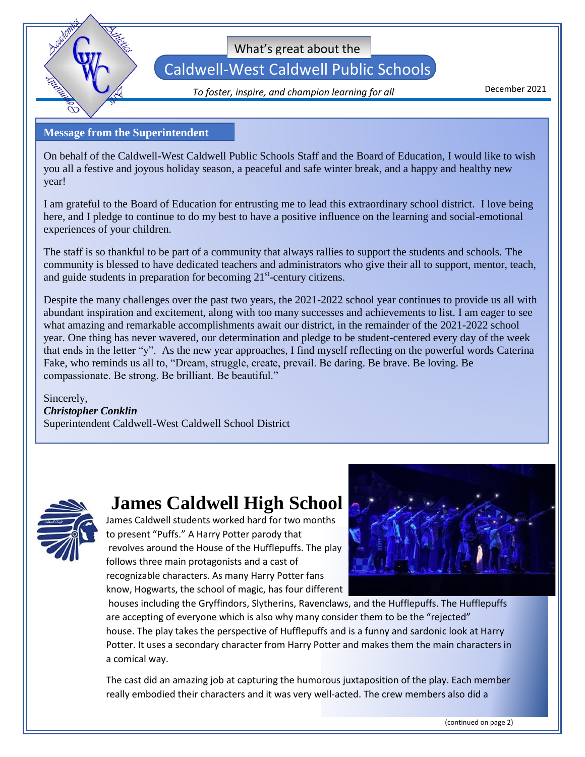What's great about the

# Caldwell-West Caldwell Public Schools

*To foster, inspire, and champion learning for all*

December 2021

## Message from the Superintendent

On behalf of the Caldwell-West Caldwell Public Schools Staff and the Board of Education, I would like to wish you all a festive and joyous holiday season, a peaceful and safe winter break, and a happy and healthy new year!

I am grateful to the Board of Education for entrusting me to lead this extraordinary school district. I love being here, and I pledge to continue to do my best to have a positive influence on the learning and social-emotional experiences of your children.

The staff is so thankful to be part of a community that always rallies to support the students and schools. The community is blessed to have dedicated teachers and administrators who give their all to support, mentor, teach, and guide students in preparation for becoming 21st-century citizens.

Despite the many challenges over the past two years, the 2021-2022 school year continues to provide us all with abundant inspiration and excitement, along with too many successes and achievements to list. I am eager to see what amazing and remarkable accomplishments await our district, in the remainder of the 2021-2022 school year. One thing has never wavered, our determination and pledge to be student-centered every day of the week that ends in the letter "y". As the new year approaches, I find myself reflecting on the powerful words Caterina Fake, who reminds us all to, "Dream, struggle, create, prevail. Be daring. Be brave. Be loving. Be compassionate. Be strong. Be brilliant. Be beautiful."

Sincerely,
***Christopher Conklin***
Superintendent Caldwell-West Caldwell School District

# James Caldwell High School

James Caldwell students worked hard for two months to present "Puffs." A Harry Potter parody that revolves around the House of the Hufflepuffs. The play follows three main protagonists and a cast of recognizable characters. As many Harry Potter fans know, Hogwarts, the school of magic, has four different houses including the Gryffindors, Slytherins, Ravenclaws, and the Hufflepuffs. The Hufflepuffs are accepting of everyone which is also why many consider them to be the "rejected" house. The play takes the perspective of Hufflepuffs and is a funny and sardonic look at Harry Potter. It uses a secondary character from Harry Potter and makes them the main characters in a comical way.

The cast did an amazing job at capturing the humorous juxtaposition of the play. Each member really embodied their characters and it was very well-acted. The crew members also did a

(continued on page 2)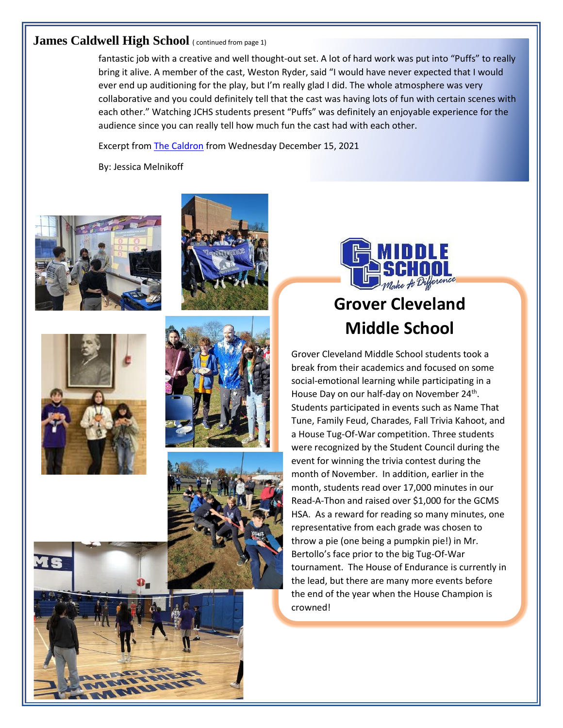## James Caldwell High School (continued from page 1)

fantastic job with a creative and well thought-out set. A lot of hard work was put into "Puffs" to really bring it alive. A member of the cast, Weston Ryder, said "I would have never expected that I would ever end up auditioning for the play, but I'm really glad I did. The whole atmosphere was very collaborative and you could definitely tell that the cast was having lots of fun with certain scenes with each other." Watching JCHS students present "Puffs" was definitely an enjoyable experience for the audience since you can really tell how much fun the cast had with each other.

Excerpt from The Caldron from Wednesday December 15, 2021

By: Jessica Melnikoff

## Grover Cleveland Middle School

Grover Cleveland Middle School students took a break from their academics and focused on some social-emotional learning while participating in a House Day on our half-day on November 24th. Students participated in events such as Name That Tune, Family Feud, Charades, Fall Trivia Kahoot, and a House Tug-Of-War competition. Three students were recognized by the Student Council during the event for winning the trivia contest during the month of November. In addition, earlier in the month, students read over 17,000 minutes in our Read-A-Thon and raised over $1,000 for the GCMS HSA. As a reward for reading so many minutes, one representative from each grade was chosen to throw a pie (one being a pumpkin pie!) in Mr. Bertollo's face prior to the big Tug-Of-War tournament. The House of Endurance is currently in the lead, but there are many more events before the end of the year when the House Champion is crowned!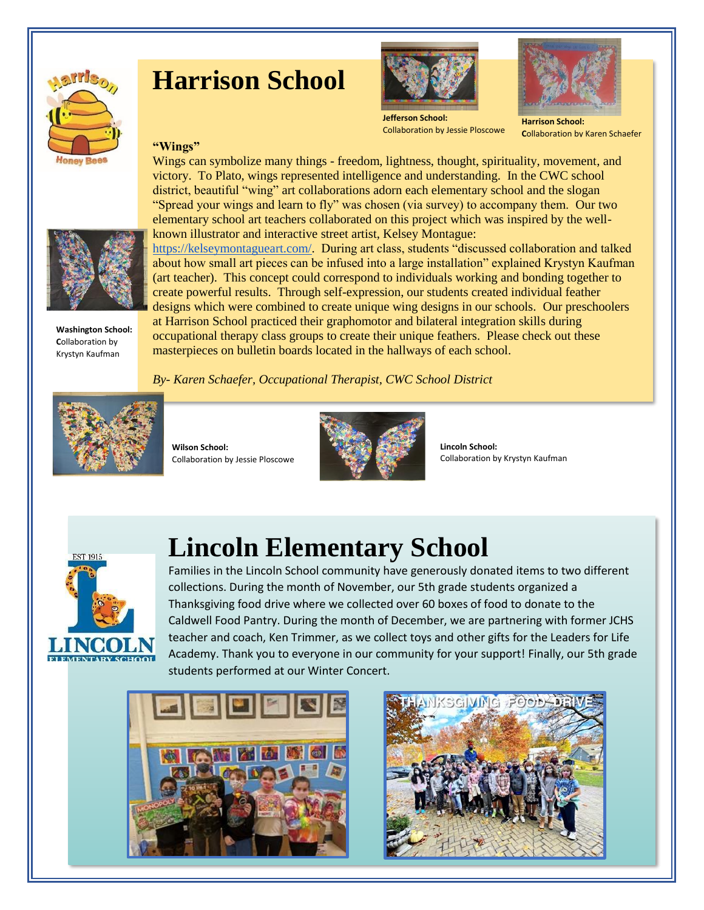# Harrison School

**Jefferson School:**
Collaboration by Jessie Ploscowe

**Harrison School:**
**C**ollaboration by Karen Schaefer

**"Wings"**

Wings can symbolize many things - freedom, lightness, thought, spirituality, movement, and victory. To Plato, wings represented intelligence and understanding. In the CWC school district, beautiful "wing" art collaborations adorn each elementary school and the slogan "Spread your wings and learn to fly" was chosen (via survey) to accompany them. Our two elementary school art teachers collaborated on this project which was inspired by the well-known illustrator and interactive street artist, Kelsey Montague: https://kelseymontagueart.com/. During art class, students "discussed collaboration and talked about how small art pieces can be infused into a large installation" explained Krystyn Kaufman (art teacher). This concept could correspond to individuals working and bonding together to create powerful results. Through self-expression, our students created individual feather designs which were combined to create unique wing designs in our schools. Our preschoolers at Harrison School practiced their graphomotor and bilateral integration skills during occupational therapy class groups to create their unique feathers. Please check out these masterpieces on bulletin boards located in the hallways of each school.

**Washington School:**
**C**ollaboration by Krystyn Kaufman

*By- Karen Schaefer, Occupational Therapist, CWC School District*

**Wilson School:**
Collaboration by Jessie Ploscowe

**Lincoln School:**
Collaboration by Krystyn Kaufman

# Lincoln Elementary School

Families in the Lincoln School community have generously donated items to two different collections. During the month of November, our 5th grade students organized a Thanksgiving food drive where we collected over 60 boxes of food to donate to the Caldwell Food Pantry. During the month of December, we are partnering with former JCHS teacher and coach, Ken Trimmer, as we collect toys and other gifts for the Leaders for Life Academy. Thank you to everyone in our community for your support! Finally, our 5th grade students performed at our Winter Concert.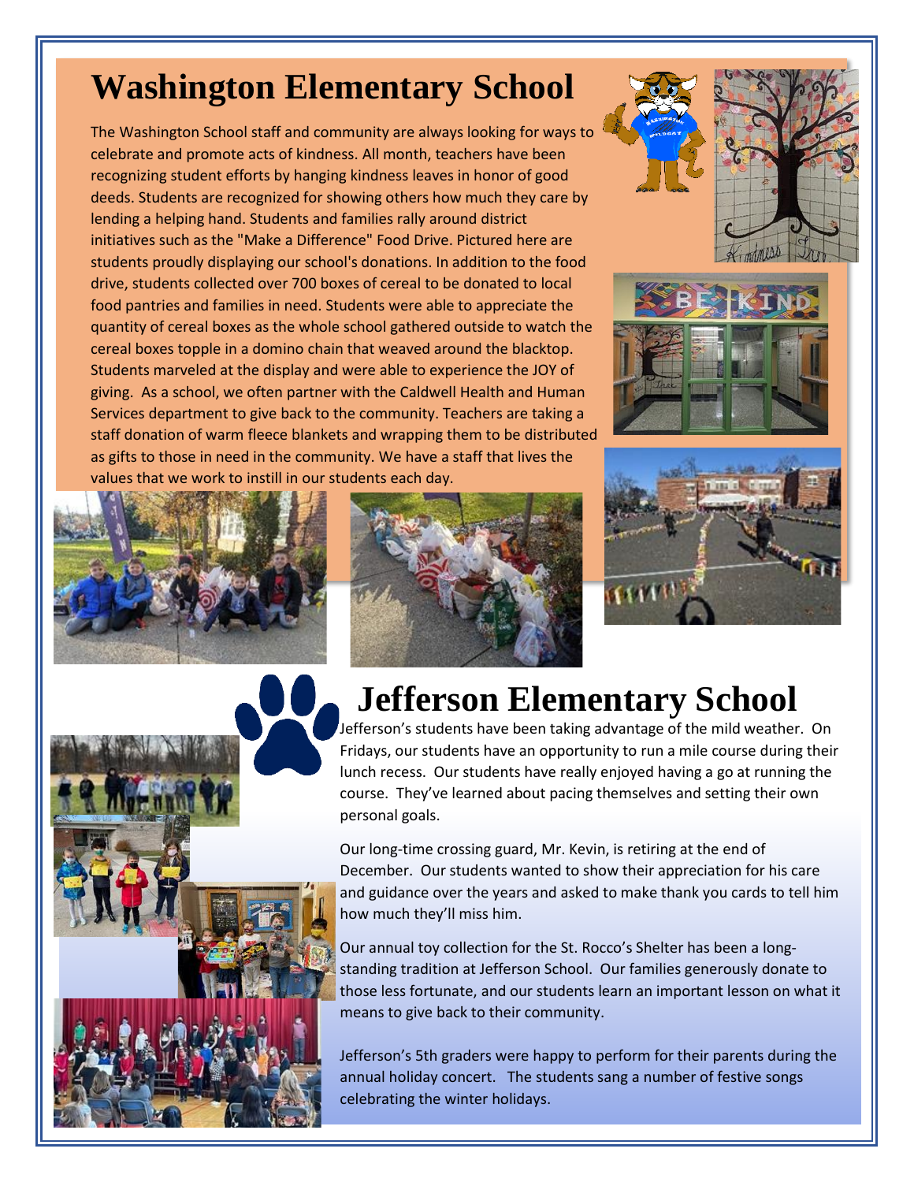# Washington Elementary School

The Washington School staff and community are always looking for ways to celebrate and promote acts of kindness. All month, teachers have been recognizing student efforts by hanging kindness leaves in honor of good deeds. Students are recognized for showing others how much they care by lending a helping hand. Students and families rally around district initiatives such as the "Make a Difference" Food Drive. Pictured here are students proudly displaying our school's donations. In addition to the food drive, students collected over 700 boxes of cereal to be donated to local food pantries and families in need. Students were able to appreciate the quantity of cereal boxes as the whole school gathered outside to watch the cereal boxes topple in a domino chain that weaved around the blacktop. Students marveled at the display and were able to experience the JOY of giving. As a school, we often partner with the Caldwell Health and Human Services department to give back to the community. Teachers are taking a staff donation of warm fleece blankets and wrapping them to be distributed as gifts to those in need in the community. We have a staff that lives the values that we work to instill in our students each day.

# Jefferson Elementary School

Jefferson's students have been taking advantage of the mild weather. On Fridays, our students have an opportunity to run a mile course during their lunch recess. Our students have really enjoyed having a go at running the course. They've learned about pacing themselves and setting their own personal goals.

Our long-time crossing guard, Mr. Kevin, is retiring at the end of December. Our students wanted to show their appreciation for his care and guidance over the years and asked to make thank you cards to tell him how much they'll miss him.

Our annual toy collection for the St. Rocco's Shelter has been a long-standing tradition at Jefferson School. Our families generously donate to those less fortunate, and our students learn an important lesson on what it means to give back to their community.

Jefferson's 5th graders were happy to perform for their parents during the annual holiday concert. The students sang a number of festive songs celebrating the winter holidays.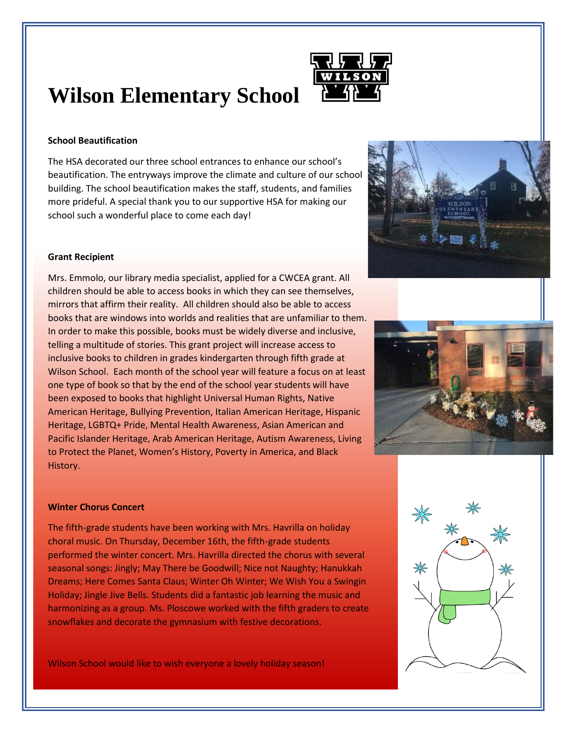# Wilson Elementary School

**School Beautification**

The HSA decorated our three school entrances to enhance our school's beautification. The entryways improve the climate and culture of our school building. The school beautification makes the staff, students, and families more prideful. A special thank you to our supportive HSA for making our school such a wonderful place to come each day!

**Grant Recipient**

Mrs. Emmolo, our library media specialist, applied for a CWCEA grant. All children should be able to access books in which they can see themselves, mirrors that affirm their reality. All children should also be able to access books that are windows into worlds and realities that are unfamiliar to them. In order to make this possible, books must be widely diverse and inclusive, telling a multitude of stories. This grant project will increase access to inclusive books to children in grades kindergarten through fifth grade at Wilson School. Each month of the school year will feature a focus on at least one type of book so that by the end of the school year students will have been exposed to books that highlight Universal Human Rights, Native American Heritage, Bullying Prevention, Italian American Heritage, Hispanic Heritage, LGBTQ+ Pride, Mental Health Awareness, Asian American and Pacific Islander Heritage, Arab American Heritage, Autism Awareness, Living to Protect the Planet, Women's History, Poverty in America, and Black History.

**Winter Chorus Concert**

The fifth-grade students have been working with Mrs. Havrilla on holiday choral music. On Thursday, December 16th, the fifth-grade students performed the winter concert. Mrs. Havrilla directed the chorus with several seasonal songs: Jingly; May There be Goodwill; Nice not Naughty; Hanukkah Dreams; Here Comes Santa Claus; Winter Oh Winter; We Wish You a Swingin Holiday; Jingle Jive Bells. Students did a fantastic job learning the music and harmonizing as a group. Ms. Ploscowe worked with the fifth graders to create snowflakes and decorate the gymnasium with festive decorations.

Wilson School would like to wish everyone a lovely holiday season!